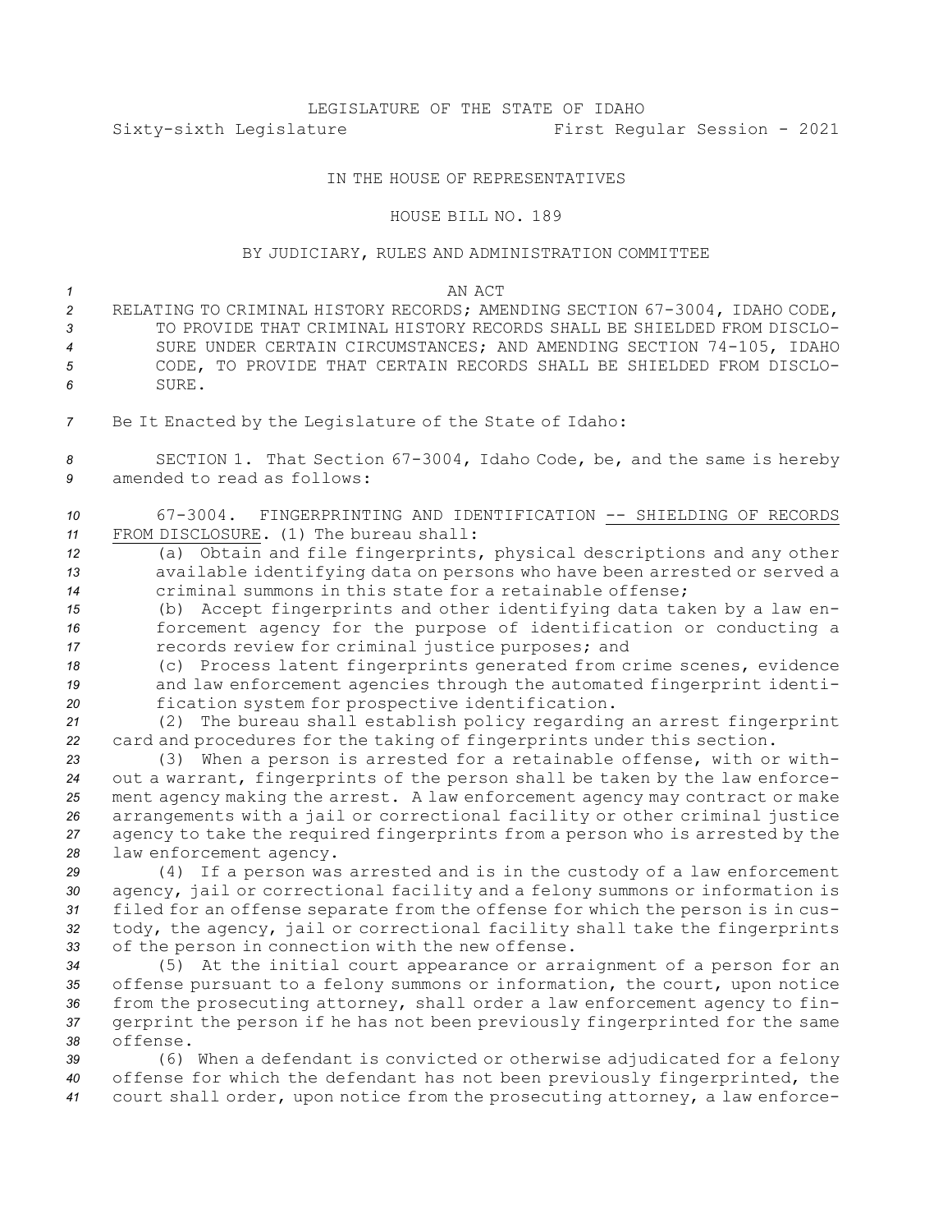LEGISLATURE OF THE STATE OF IDAHO

Sixty-sixth Legislature First Regular Session - 2021

IN THE HOUSE OF REPRESENTATIVES

HOUSE BILL NO. 189

BY JUDICIARY, RULES AND ADMINISTRATION COMMITTEE

AN ACT

RELATING TO CRIMINAL HISTORY RECORDS; AMENDING SECTION 67-3004, IDAHO CODE, TO PROVIDE THAT CRIMINAL HISTORY RECORDS SHALL BE SHIELDED FROM DISCLOSURE UNDER CERTAIN CIRCUMSTANCES; AND AMENDING SECTION 74-105, IDAHO CODE, TO PROVIDE THAT CERTAIN RECORDS SHALL BE SHIELDED FROM DISCLOSURE.

Be It Enacted by the Legislature of the State of Idaho:

SECTION 1. That Section 67-3004, Idaho Code, be, and the same is hereby amended to read as follows:

67-3004. FINGERPRINTING AND IDENTIFICATION -- SHIELDING OF RECORDS FROM DISCLOSURE. (1) The bureau shall:

(a) Obtain and file fingerprints, physical descriptions and any other available identifying data on persons who have been arrested or served a criminal summons in this state for a retainable offense;

(b) Accept fingerprints and other identifying data taken by a law enforcement agency for the purpose of identification or conducting a records review for criminal justice purposes; and

(c) Process latent fingerprints generated from crime scenes, evidence and law enforcement agencies through the automated fingerprint identification system for prospective identification.

(2) The bureau shall establish policy regarding an arrest fingerprint card and procedures for the taking of fingerprints under this section.

(3) When a person is arrested for a retainable offense, with or without a warrant, fingerprints of the person shall be taken by the law enforcement agency making the arrest. A law enforcement agency may contract or make arrangements with a jail or correctional facility or other criminal justice agency to take the required fingerprints from a person who is arrested by the law enforcement agency.

(4) If a person was arrested and is in the custody of a law enforcement agency, jail or correctional facility and a felony summons or information is filed for an offense separate from the offense for which the person is in custody, the agency, jail or correctional facility shall take the fingerprints of the person in connection with the new offense.

(5) At the initial court appearance or arraignment of a person for an offense pursuant to a felony summons or information, the court, upon notice from the prosecuting attorney, shall order a law enforcement agency to fingerprint the person if he has not been previously fingerprinted for the same offense.

(6) When a defendant is convicted or otherwise adjudicated for a felony offense for which the defendant has not been previously fingerprinted, the court shall order, upon notice from the prosecuting attorney, a law enforce-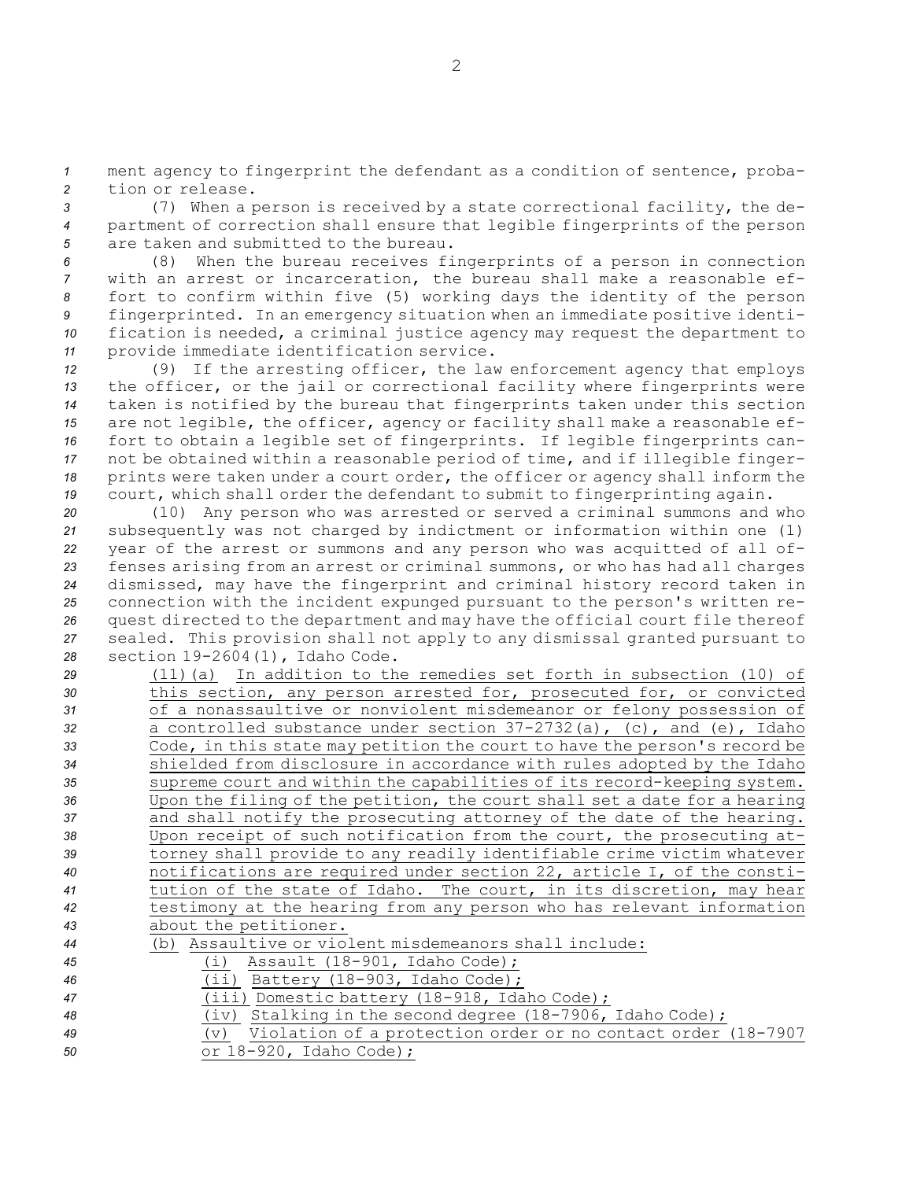ment agency to fingerprint the defendant as a condition of sentence, probation or release.

(7) When a person is received by a state correctional facility, the department of correction shall ensure that legible fingerprints of the person are taken and submitted to the bureau.

(8) When the bureau receives fingerprints of a person in connection with an arrest or incarceration, the bureau shall make a reasonable effort to confirm within five (5) working days the identity of the person fingerprinted. In an emergency situation when an immediate positive identification is needed, a criminal justice agency may request the department to provide immediate identification service.

(9) If the arresting officer, the law enforcement agency that employs the officer, or the jail or correctional facility where fingerprints were taken is notified by the bureau that fingerprints taken under this section are not legible, the officer, agency or facility shall make a reasonable effort to obtain a legible set of fingerprints. If legible fingerprints cannot be obtained within a reasonable period of time, and if illegible fingerprints were taken under a court order, the officer or agency shall inform the court, which shall order the defendant to submit to fingerprinting again.

(10) Any person who was arrested or served a criminal summons and who subsequently was not charged by indictment or information within one (1) year of the arrest or summons and any person who was acquitted of all offenses arising from an arrest or criminal summons, or who has had all charges dismissed, may have the fingerprint and criminal history record taken in connection with the incident expunged pursuant to the person's written request directed to the department and may have the official court file thereof sealed. This provision shall not apply to any dismissal granted pursuant to section 19-2604(1), Idaho Code.

(11)(a) In addition to the remedies set forth in subsection (10) of this section, any person arrested for, prosecuted for, or convicted of a nonassaultive or nonviolent misdemeanor or felony possession of a controlled substance under section 37-2732(a), (c), and (e), Idaho Code, in this state may petition the court to have the person's record be shielded from disclosure in accordance with rules adopted by the Idaho supreme court and within the capabilities of its record-keeping system. Upon the filing of the petition, the court shall set a date for a hearing and shall notify the prosecuting attorney of the date of the hearing. Upon receipt of such notification from the court, the prosecuting attorney shall provide to any readily identifiable crime victim whatever notifications are required under section 22, article I, of the constitution of the state of Idaho. The court, in its discretion, may hear testimony at the hearing from any person who has relevant information about the petitioner.

(b) Assaultive or violent misdemeanors shall include:

(i) Assault (18-901, Idaho Code);

(ii) Battery (18-903, Idaho Code);

(iii) Domestic battery (18-918, Idaho Code);

(iv) Stalking in the second degree (18-7906, Idaho Code);

(v) Violation of a protection order or no contact order (18-7907 or 18-920, Idaho Code);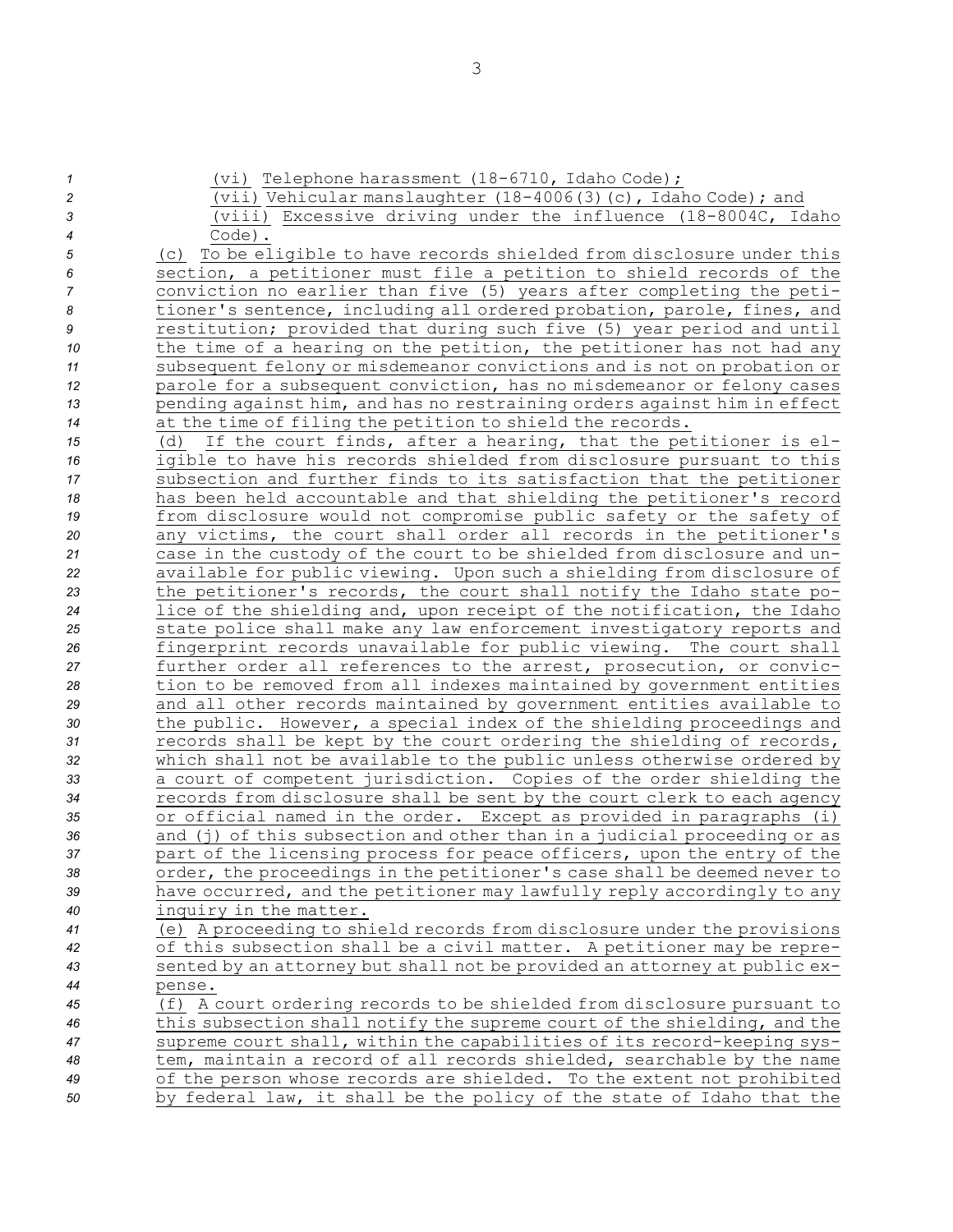(vi) Telephone harassment (18-6710, Idaho Code);

(vii) Vehicular manslaughter (18-4006(3)(c), Idaho Code); and

(viii) Excessive driving under the influence (18-8004C, Idaho Code).

(c) To be eligible to have records shielded from disclosure under this section, a petitioner must file a petition to shield records of the conviction no earlier than five (5) years after completing the petitioner's sentence, including all ordered probation, parole, fines, and restitution; provided that during such five (5) year period and until the time of a hearing on the petition, the petitioner has not had any subsequent felony or misdemeanor convictions and is not on probation or parole for a subsequent conviction, has no misdemeanor or felony cases pending against him, and has no restraining orders against him in effect at the time of filing the petition to shield the records.

(d) If the court finds, after a hearing, that the petitioner is eligible to have his records shielded from disclosure pursuant to this subsection and further finds to its satisfaction that the petitioner has been held accountable and that shielding the petitioner's record from disclosure would not compromise public safety or the safety of any victims, the court shall order all records in the petitioner's case in the custody of the court to be shielded from disclosure and unavailable for public viewing. Upon such a shielding from disclosure of the petitioner's records, the court shall notify the Idaho state police of the shielding and, upon receipt of the notification, the Idaho state police shall make any law enforcement investigatory reports and fingerprint records unavailable for public viewing. The court shall further order all references to the arrest, prosecution, or conviction to be removed from all indexes maintained by government entities and all other records maintained by government entities available to the public. However, a special index of the shielding proceedings and records shall be kept by the court ordering the shielding of records, which shall not be available to the public unless otherwise ordered by a court of competent jurisdiction. Copies of the order shielding the records from disclosure shall be sent by the court clerk to each agency or official named in the order. Except as provided in paragraphs (i) and (j) of this subsection and other than in a judicial proceeding or as part of the licensing process for peace officers, upon the entry of the order, the proceedings in the petitioner's case shall be deemed never to have occurred, and the petitioner may lawfully reply accordingly to any inquiry in the matter.

(e) A proceeding to shield records from disclosure under the provisions of this subsection shall be a civil matter. A petitioner may be represented by an attorney but shall not be provided an attorney at public expense.

(f) A court ordering records to be shielded from disclosure pursuant to this subsection shall notify the supreme court of the shielding, and the supreme court shall, within the capabilities of its record-keeping system, maintain a record of all records shielded, searchable by the name of the person whose records are shielded. To the extent not prohibited by federal law, it shall be the policy of the state of Idaho that the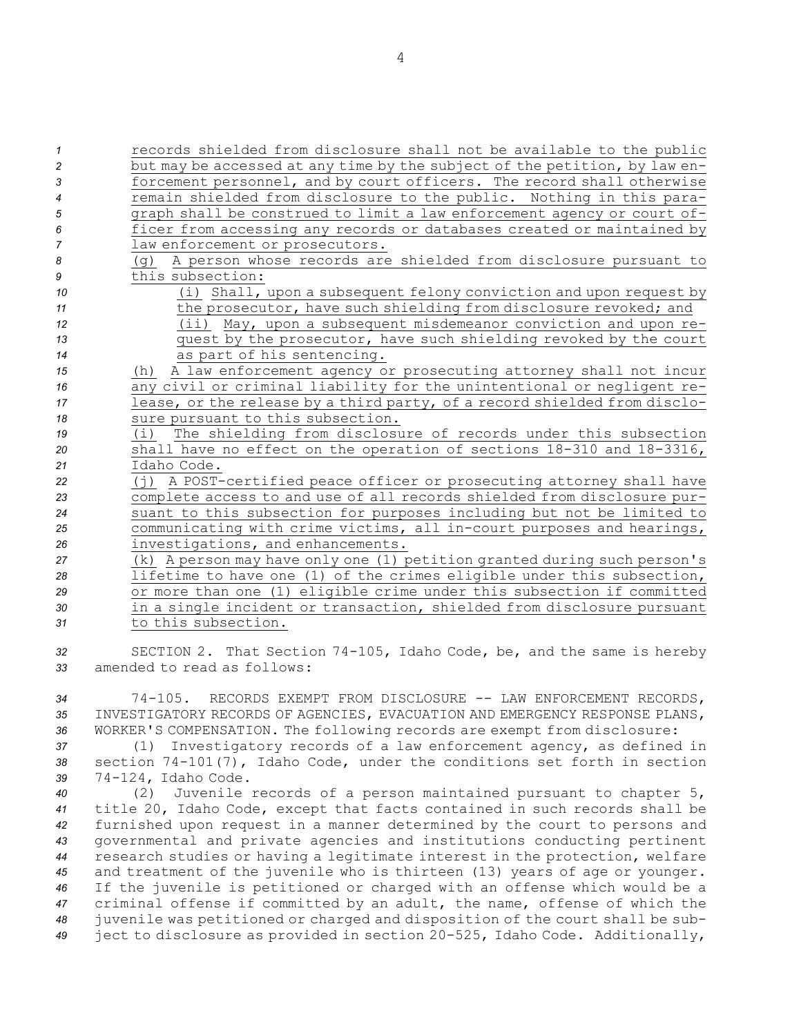records shielded from disclosure shall not be available to the public but may be accessed at any time by the subject of the petition, by law enforcement personnel, and by court officers. The record shall otherwise remain shielded from disclosure to the public. Nothing in this paragraph shall be construed to limit a law enforcement agency or court officer from accessing any records or databases created or maintained by law enforcement or prosecutors.

(g) A person whose records are shielded from disclosure pursuant to this subsection:

(i) Shall, upon a subsequent felony conviction and upon request by the prosecutor, have such shielding from disclosure revoked; and

(ii) May, upon a subsequent misdemeanor conviction and upon request by the prosecutor, have such shielding revoked by the court as part of his sentencing.

(h) A law enforcement agency or prosecuting attorney shall not incur any civil or criminal liability for the unintentional or negligent release, or the release by a third party, of a record shielded from disclosure pursuant to this subsection.

(i) The shielding from disclosure of records under this subsection shall have no effect on the operation of sections 18-310 and 18-3316, Idaho Code.

(j) A POST-certified peace officer or prosecuting attorney shall have complete access to and use of all records shielded from disclosure pursuant to this subsection for purposes including but not be limited to communicating with crime victims, all in-court purposes and hearings, investigations, and enhancements.

(k) A person may have only one (1) petition granted during such person's lifetime to have one (1) of the crimes eligible under this subsection, or more than one (1) eligible crime under this subsection if committed in a single incident or transaction, shielded from disclosure pursuant to this subsection.

SECTION 2. That Section 74-105, Idaho Code, be, and the same is hereby amended to read as follows:

74-105. RECORDS EXEMPT FROM DISCLOSURE -- LAW ENFORCEMENT RECORDS, INVESTIGATORY RECORDS OF AGENCIES, EVACUATION AND EMERGENCY RESPONSE PLANS, WORKER'S COMPENSATION. The following records are exempt from disclosure:

(1) Investigatory records of a law enforcement agency, as defined in section 74-101(7), Idaho Code, under the conditions set forth in section 74-124, Idaho Code.

(2) Juvenile records of a person maintained pursuant to chapter 5, title 20, Idaho Code, except that facts contained in such records shall be furnished upon request in a manner determined by the court to persons and governmental and private agencies and institutions conducting pertinent research studies or having a legitimate interest in the protection, welfare and treatment of the juvenile who is thirteen (13) years of age or younger. If the juvenile is petitioned or charged with an offense which would be a criminal offense if committed by an adult, the name, offense of which the juvenile was petitioned or charged and disposition of the court shall be subject to disclosure as provided in section 20-525, Idaho Code. Additionally,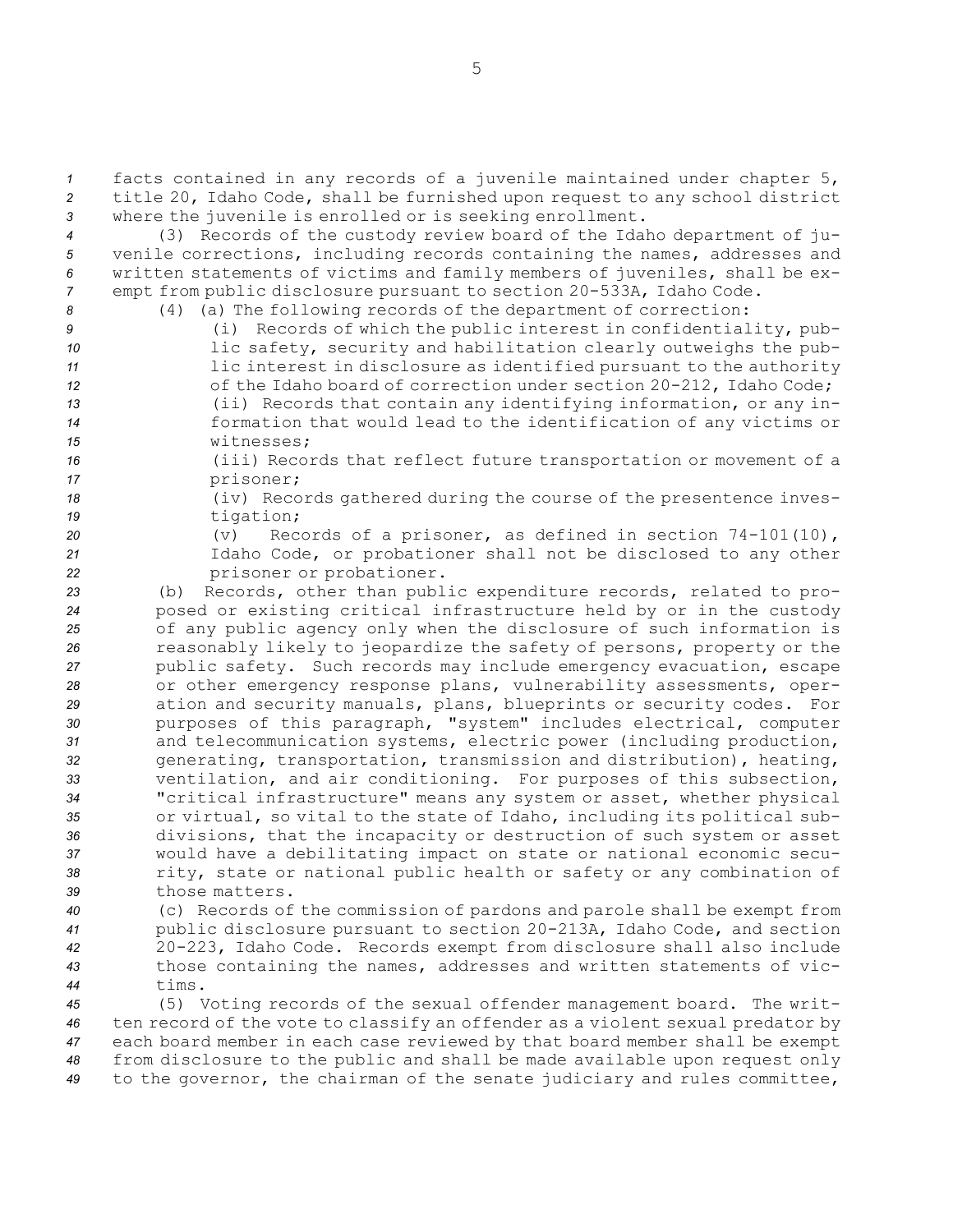facts contained in any records of a juvenile maintained under chapter 5, title 20, Idaho Code, shall be furnished upon request to any school district where the juvenile is enrolled or is seeking enrollment.

(3) Records of the custody review board of the Idaho department of juvenile corrections, including records containing the names, addresses and written statements of victims and family members of juveniles, shall be exempt from public disclosure pursuant to section 20-533A, Idaho Code.

(4) (a) The following records of the department of correction:

(i) Records of which the public interest in confidentiality, public safety, security and habilitation clearly outweighs the public interest in disclosure as identified pursuant to the authority of the Idaho board of correction under section 20-212, Idaho Code;

(ii) Records that contain any identifying information, or any information that would lead to the identification of any victims or witnesses;

(iii) Records that reflect future transportation or movement of a prisoner;

(iv) Records gathered during the course of the presentence investigation;

(v) Records of a prisoner, as defined in section 74-101(10), Idaho Code, or probationer shall not be disclosed to any other prisoner or probationer.

(b) Records, other than public expenditure records, related to proposed or existing critical infrastructure held by or in the custody of any public agency only when the disclosure of such information is reasonably likely to jeopardize the safety of persons, property or the public safety. Such records may include emergency evacuation, escape or other emergency response plans, vulnerability assessments, operation and security manuals, plans, blueprints or security codes. For purposes of this paragraph, "system" includes electrical, computer and telecommunication systems, electric power (including production, generating, transportation, transmission and distribution), heating, ventilation, and air conditioning. For purposes of this subsection, "critical infrastructure" means any system or asset, whether physical or virtual, so vital to the state of Idaho, including its political subdivisions, that the incapacity or destruction of such system or asset would have a debilitating impact on state or national economic security, state or national public health or safety or any combination of those matters.

(c) Records of the commission of pardons and parole shall be exempt from public disclosure pursuant to section 20-213A, Idaho Code, and section 20-223, Idaho Code. Records exempt from disclosure shall also include those containing the names, addresses and written statements of victims.

(5) Voting records of the sexual offender management board. The written record of the vote to classify an offender as a violent sexual predator by each board member in each case reviewed by that board member shall be exempt from disclosure to the public and shall be made available upon request only to the governor, the chairman of the senate judiciary and rules committee,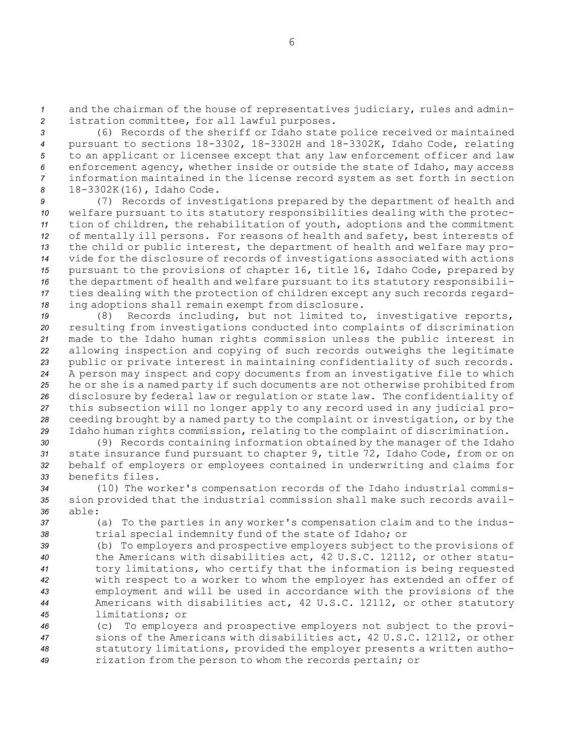and the chairman of the house of representatives judiciary, rules and administration committee, for all lawful purposes.

(6) Records of the sheriff or Idaho state police received or maintained pursuant to sections 18-3302, 18-3302H and 18-3302K, Idaho Code, relating to an applicant or licensee except that any law enforcement officer and law enforcement agency, whether inside or outside the state of Idaho, may access information maintained in the license record system as set forth in section 18-3302K(16), Idaho Code.

(7) Records of investigations prepared by the department of health and welfare pursuant to its statutory responsibilities dealing with the protection of children, the rehabilitation of youth, adoptions and the commitment of mentally ill persons. For reasons of health and safety, best interests of the child or public interest, the department of health and welfare may provide for the disclosure of records of investigations associated with actions pursuant to the provisions of chapter 16, title 16, Idaho Code, prepared by the department of health and welfare pursuant to its statutory responsibilities dealing with the protection of children except any such records regarding adoptions shall remain exempt from disclosure.

(8) Records including, but not limited to, investigative reports, resulting from investigations conducted into complaints of discrimination made to the Idaho human rights commission unless the public interest in allowing inspection and copying of such records outweighs the legitimate public or private interest in maintaining confidentiality of such records. A person may inspect and copy documents from an investigative file to which he or she is a named party if such documents are not otherwise prohibited from disclosure by federal law or regulation or state law. The confidentiality of this subsection will no longer apply to any record used in any judicial proceeding brought by a named party to the complaint or investigation, or by the Idaho human rights commission, relating to the complaint of discrimination.

(9) Records containing information obtained by the manager of the Idaho state insurance fund pursuant to chapter 9, title 72, Idaho Code, from or on behalf of employers or employees contained in underwriting and claims for benefits files.

(10) The worker's compensation records of the Idaho industrial commission provided that the industrial commission shall make such records available:

(a) To the parties in any worker's compensation claim and to the industrial special indemnity fund of the state of Idaho; or

(b) To employers and prospective employers subject to the provisions of the Americans with disabilities act, 42 U.S.C. 12112, or other statutory limitations, who certify that the information is being requested with respect to a worker to whom the employer has extended an offer of employment and will be used in accordance with the provisions of the Americans with disabilities act, 42 U.S.C. 12112, or other statutory limitations; or

(c) To employers and prospective employers not subject to the provisions of the Americans with disabilities act, 42 U.S.C. 12112, or other statutory limitations, provided the employer presents a written authorization from the person to whom the records pertain; or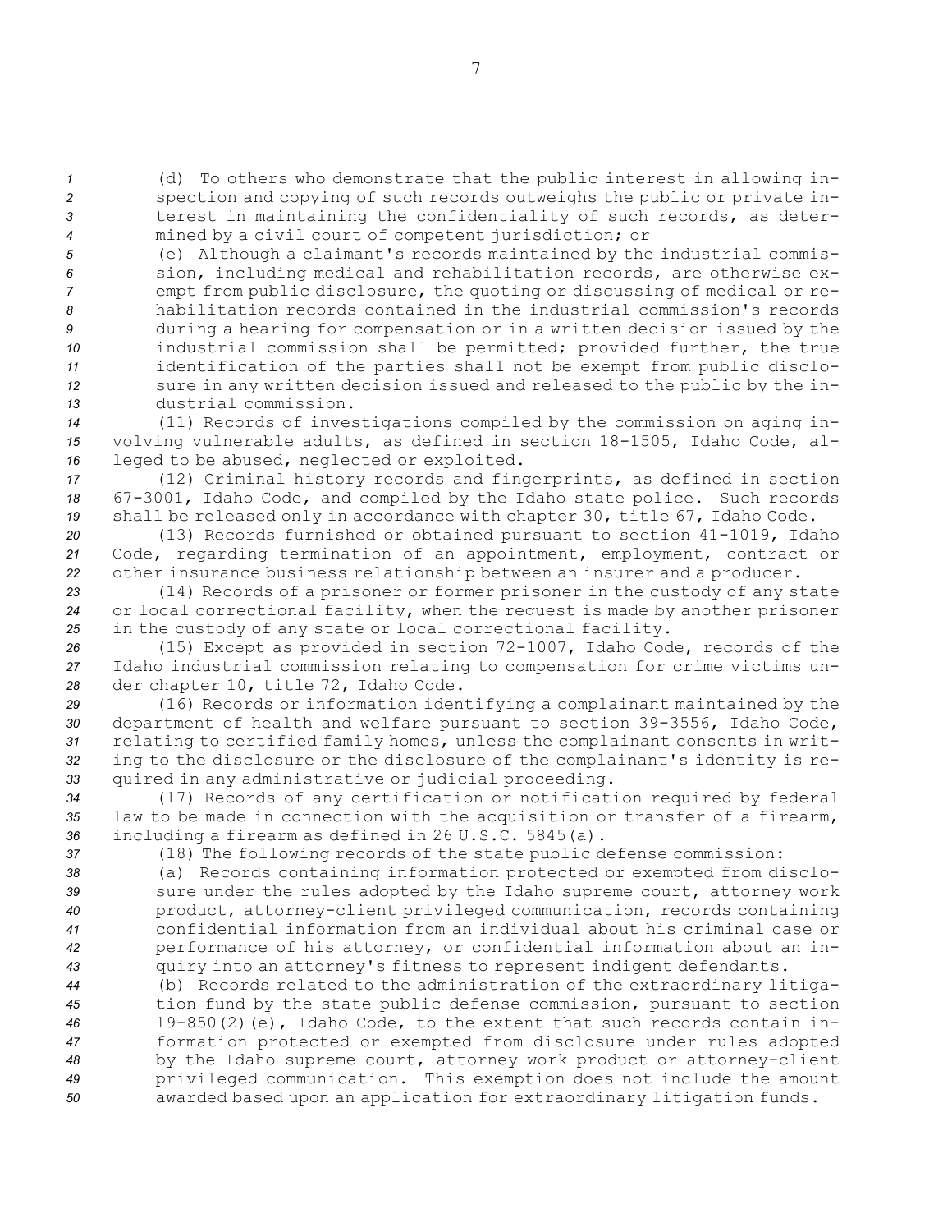(d) To others who demonstrate that the public interest in allowing inspection and copying of such records outweighs the public or private interest in maintaining the confidentiality of such records, as determined by a civil court of competent jurisdiction; or

(e) Although a claimant's records maintained by the industrial commission, including medical and rehabilitation records, are otherwise exempt from public disclosure, the quoting or discussing of medical or rehabilitation records contained in the industrial commission's records during a hearing for compensation or in a written decision issued by the industrial commission shall be permitted; provided further, the true identification of the parties shall not be exempt from public disclosure in any written decision issued and released to the public by the industrial commission.

(11) Records of investigations compiled by the commission on aging involving vulnerable adults, as defined in section 18-1505, Idaho Code, alleged to be abused, neglected or exploited.

(12) Criminal history records and fingerprints, as defined in section 67-3001, Idaho Code, and compiled by the Idaho state police. Such records shall be released only in accordance with chapter 30, title 67, Idaho Code.

(13) Records furnished or obtained pursuant to section 41-1019, Idaho Code, regarding termination of an appointment, employment, contract or other insurance business relationship between an insurer and a producer.

(14) Records of a prisoner or former prisoner in the custody of any state or local correctional facility, when the request is made by another prisoner in the custody of any state or local correctional facility.

(15) Except as provided in section 72-1007, Idaho Code, records of the Idaho industrial commission relating to compensation for crime victims under chapter 10, title 72, Idaho Code.

(16) Records or information identifying a complainant maintained by the department of health and welfare pursuant to section 39-3556, Idaho Code, relating to certified family homes, unless the complainant consents in writing to the disclosure or the disclosure of the complainant's identity is required in any administrative or judicial proceeding.

(17) Records of any certification or notification required by federal law to be made in connection with the acquisition or transfer of a firearm, including a firearm as defined in 26 U.S.C. 5845(a).

(18) The following records of the state public defense commission:

(a) Records containing information protected or exempted from disclosure under the rules adopted by the Idaho supreme court, attorney work product, attorney-client privileged communication, records containing confidential information from an individual about his criminal case or performance of his attorney, or confidential information about an inquiry into an attorney's fitness to represent indigent defendants.

(b) Records related to the administration of the extraordinary litigation fund by the state public defense commission, pursuant to section 19-850(2)(e), Idaho Code, to the extent that such records contain information protected or exempted from disclosure under rules adopted by the Idaho supreme court, attorney work product or attorney-client privileged communication. This exemption does not include the amount awarded based upon an application for extraordinary litigation funds.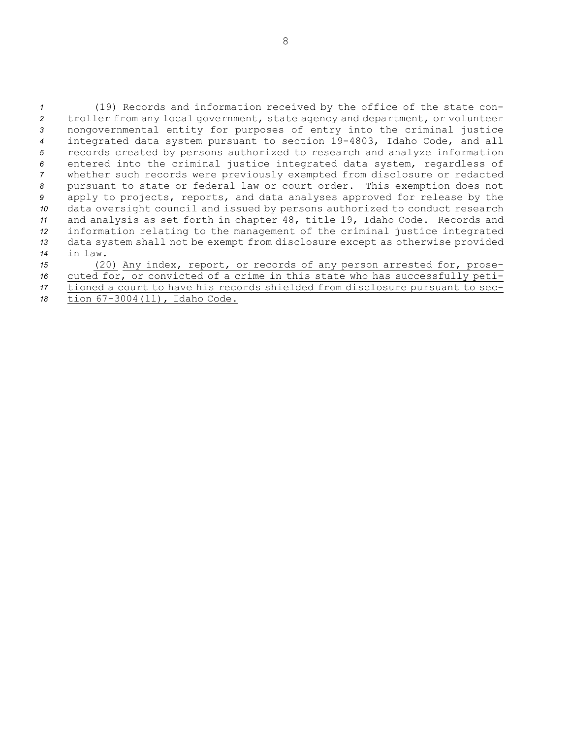(19) Records and information received by the office of the state controller from any local government, state agency and department, or volunteer nongovernmental entity for purposes of entry into the criminal justice integrated data system pursuant to section 19-4803, Idaho Code, and all records created by persons authorized to research and analyze information entered into the criminal justice integrated data system, regardless of whether such records were previously exempted from disclosure or redacted pursuant to state or federal law or court order. This exemption does not apply to projects, reports, and data analyses approved for release by the data oversight council and issued by persons authorized to conduct research and analysis as set forth in chapter 48, title 19, Idaho Code. Records and information relating to the management of the criminal justice integrated data system shall not be exempt from disclosure except as otherwise provided in law.

<u>(20) Any index, report, or records of any person arrested for, prosecuted for, or convicted of a crime in this state who has successfully petitioned a court to have his records shielded from disclosure pursuant to section 67-3004(11), Idaho Code.</u>